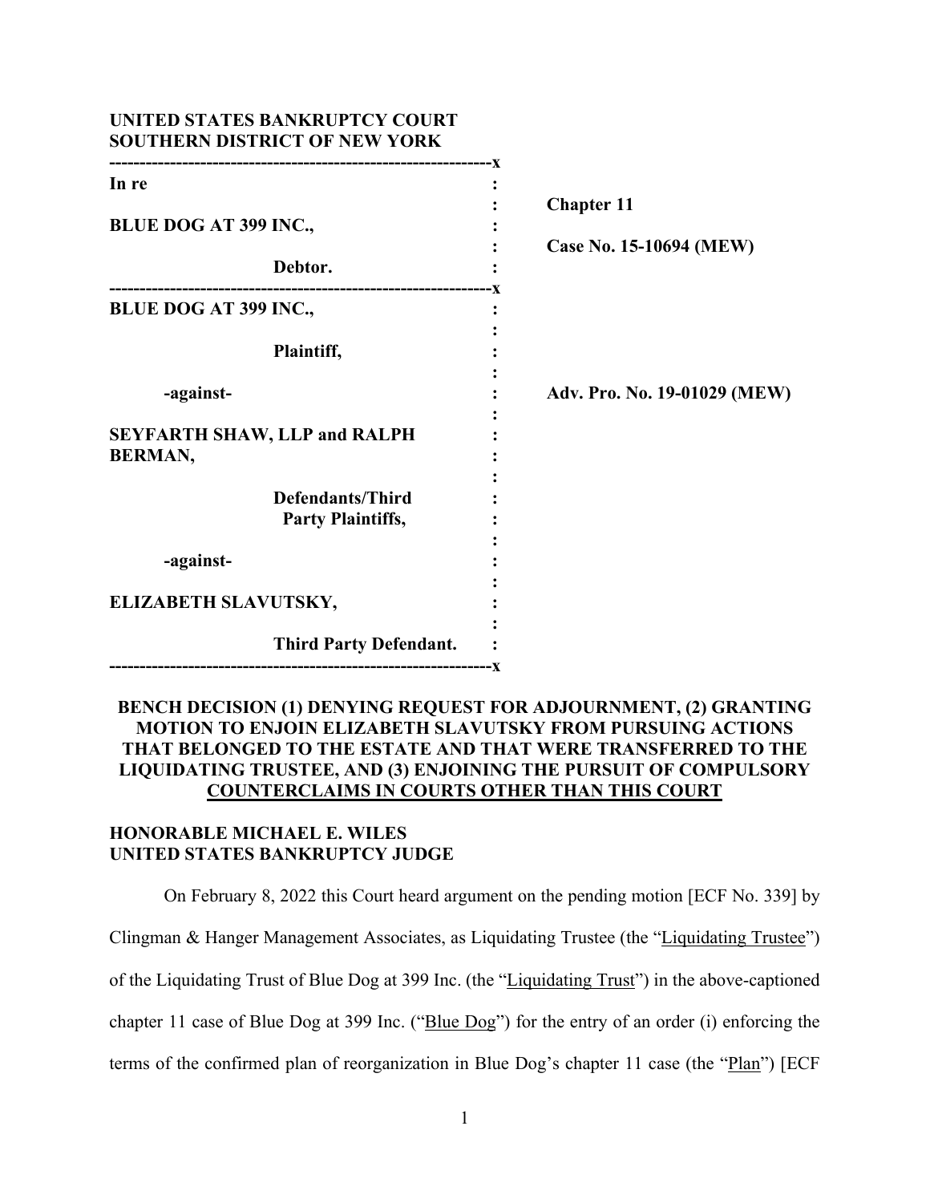**UNITED STATES BANKRUPTCY COURT**
**SOUTHERN DISTRICT OF NEW YORK**

| | | |
|---|---|---|
| **In re** | : | **Chapter 11** |
| **BLUE DOG AT 399 INC.,** | : | **Case No. 15-10694 (MEW)** |
| **Debtor.** | : | |
| **BLUE DOG AT 399 INC.,** | : | |
| **Plaintiff,** | : | |
| **-against-** | : | **Adv. Pro. No. 19-01029 (MEW)** |
| **SEYFARTH SHAW, LLP and RALPH BERMAN,** | : | |
| **Defendants/Third Party Plaintiffs,** | : | |
| **-against-** | : | |
| **ELIZABETH SLAVUTSKY,** | : | |
| **Third Party Defendant.** | : | |

## BENCH DECISION (1) DENYING REQUEST FOR ADJOURNMENT, (2) GRANTING MOTION TO ENJOIN ELIZABETH SLAVUTSKY FROM PURSUING ACTIONS THAT BELONGED TO THE ESTATE AND THAT WERE TRANSFERRED TO THE LIQUIDATING TRUSTEE, AND (3) ENJOINING THE PURSUIT OF COMPULSORY COUNTERCLAIMS IN COURTS OTHER THAN THIS COURT

**HONORABLE MICHAEL E. WILES**
**UNITED STATES BANKRUPTCY JUDGE**

On February 8, 2022 this Court heard argument on the pending motion [ECF No. 339] by Clingman & Hanger Management Associates, as Liquidating Trustee (the "Liquidating Trustee") of the Liquidating Trust of Blue Dog at 399 Inc. (the "Liquidating Trust") in the above-captioned chapter 11 case of Blue Dog at 399 Inc. ("Blue Dog") for the entry of an order (i) enforcing the terms of the confirmed plan of reorganization in Blue Dog's chapter 11 case (the "Plan") [ECF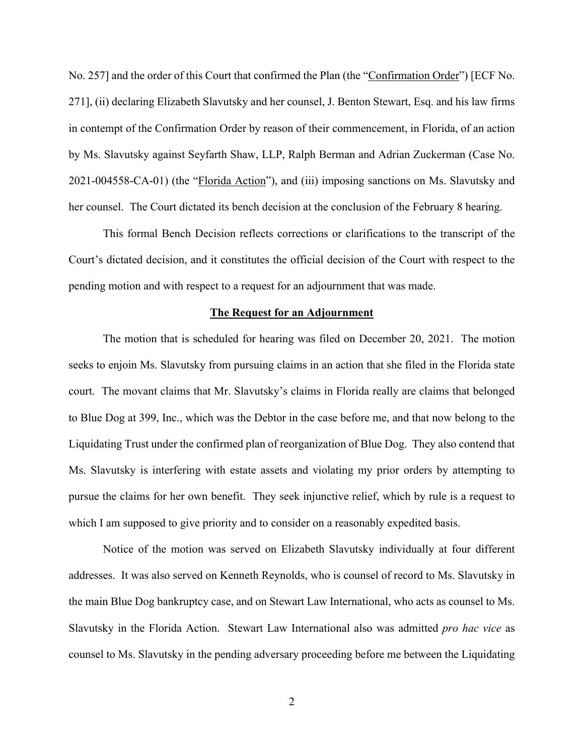No. 257] and the order of this Court that confirmed the Plan (the "Confirmation Order") [ECF No. 271], (ii) declaring Elizabeth Slavutsky and her counsel, J. Benton Stewart, Esq. and his law firms in contempt of the Confirmation Order by reason of their commencement, in Florida, of an action by Ms. Slavutsky against Seyfarth Shaw, LLP, Ralph Berman and Adrian Zuckerman (Case No. 2021-004558-CA-01) (the "Florida Action"), and (iii) imposing sanctions on Ms. Slavutsky and her counsel. The Court dictated its bench decision at the conclusion of the February 8 hearing.

This formal Bench Decision reflects corrections or clarifications to the transcript of the Court's dictated decision, and it constitutes the official decision of the Court with respect to the pending motion and with respect to a request for an adjournment that was made.

## The Request for an Adjournment

The motion that is scheduled for hearing was filed on December 20, 2021. The motion seeks to enjoin Ms. Slavutsky from pursuing claims in an action that she filed in the Florida state court. The movant claims that Mr. Slavutsky's claims in Florida really are claims that belonged to Blue Dog at 399, Inc., which was the Debtor in the case before me, and that now belong to the Liquidating Trust under the confirmed plan of reorganization of Blue Dog. They also contend that Ms. Slavutsky is interfering with estate assets and violating my prior orders by attempting to pursue the claims for her own benefit. They seek injunctive relief, which by rule is a request to which I am supposed to give priority and to consider on a reasonably expedited basis.

Notice of the motion was served on Elizabeth Slavutsky individually at four different addresses. It was also served on Kenneth Reynolds, who is counsel of record to Ms. Slavutsky in the main Blue Dog bankruptcy case, and on Stewart Law International, who acts as counsel to Ms. Slavutsky in the Florida Action. Stewart Law International also was admitted *pro hac vice* as counsel to Ms. Slavutsky in the pending adversary proceeding before me between the Liquidating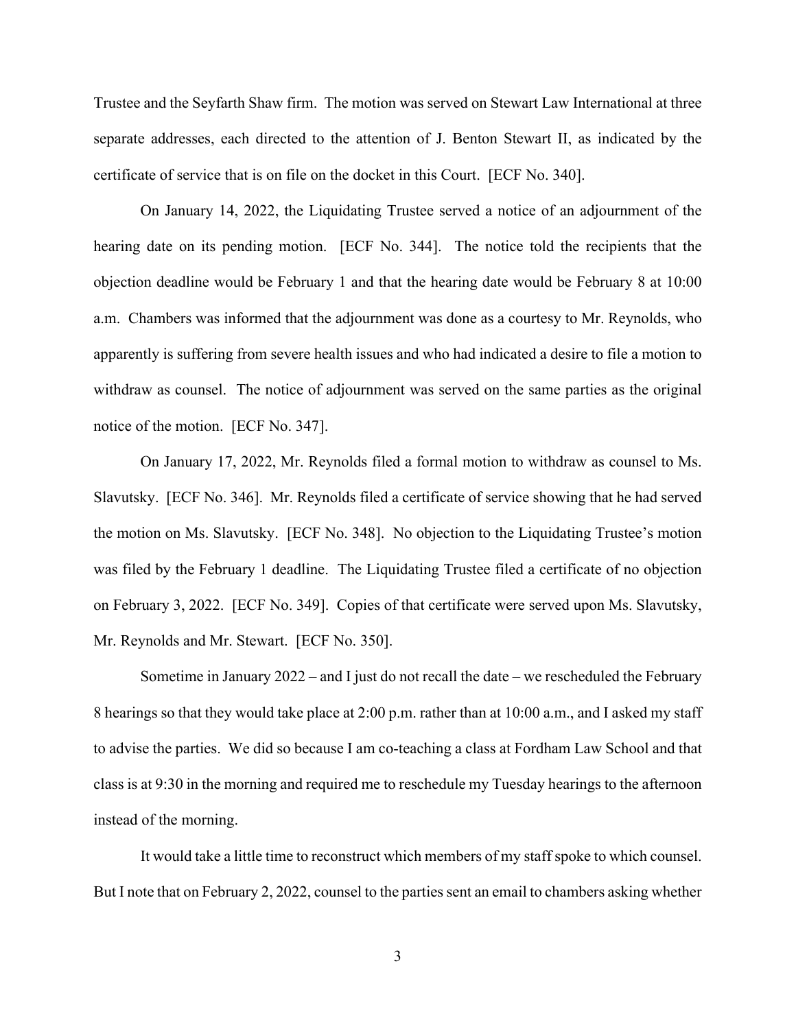Trustee and the Seyfarth Shaw firm. The motion was served on Stewart Law International at three separate addresses, each directed to the attention of J. Benton Stewart II, as indicated by the certificate of service that is on file on the docket in this Court. [ECF No. 340].

On January 14, 2022, the Liquidating Trustee served a notice of an adjournment of the hearing date on its pending motion. [ECF No. 344]. The notice told the recipients that the objection deadline would be February 1 and that the hearing date would be February 8 at 10:00 a.m. Chambers was informed that the adjournment was done as a courtesy to Mr. Reynolds, who apparently is suffering from severe health issues and who had indicated a desire to file a motion to withdraw as counsel. The notice of adjournment was served on the same parties as the original notice of the motion. [ECF No. 347].

On January 17, 2022, Mr. Reynolds filed a formal motion to withdraw as counsel to Ms. Slavutsky. [ECF No. 346]. Mr. Reynolds filed a certificate of service showing that he had served the motion on Ms. Slavutsky. [ECF No. 348]. No objection to the Liquidating Trustee's motion was filed by the February 1 deadline. The Liquidating Trustee filed a certificate of no objection on February 3, 2022. [ECF No. 349]. Copies of that certificate were served upon Ms. Slavutsky, Mr. Reynolds and Mr. Stewart. [ECF No. 350].

Sometime in January 2022 – and I just do not recall the date – we rescheduled the February 8 hearings so that they would take place at 2:00 p.m. rather than at 10:00 a.m., and I asked my staff to advise the parties. We did so because I am co-teaching a class at Fordham Law School and that class is at 9:30 in the morning and required me to reschedule my Tuesday hearings to the afternoon instead of the morning.

It would take a little time to reconstruct which members of my staff spoke to which counsel. But I note that on February 2, 2022, counsel to the parties sent an email to chambers asking whether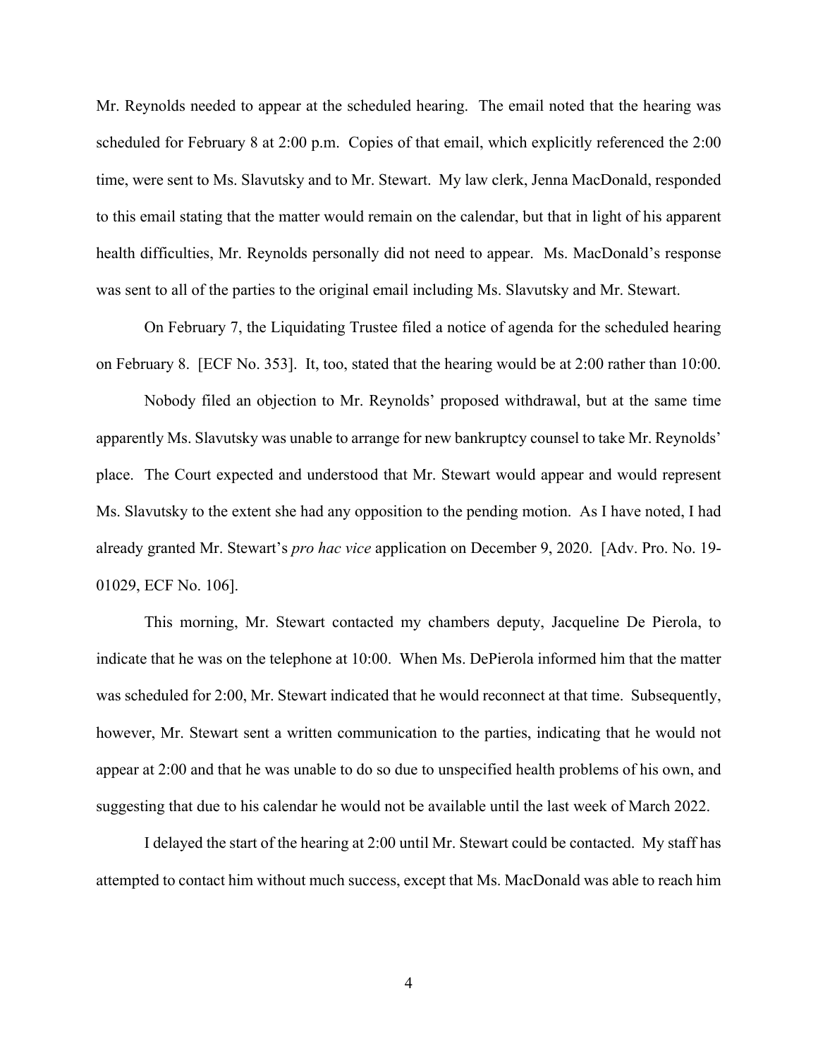Mr. Reynolds needed to appear at the scheduled hearing. The email noted that the hearing was scheduled for February 8 at 2:00 p.m. Copies of that email, which explicitly referenced the 2:00 time, were sent to Ms. Slavutsky and to Mr. Stewart. My law clerk, Jenna MacDonald, responded to this email stating that the matter would remain on the calendar, but that in light of his apparent health difficulties, Mr. Reynolds personally did not need to appear. Ms. MacDonald's response was sent to all of the parties to the original email including Ms. Slavutsky and Mr. Stewart.

On February 7, the Liquidating Trustee filed a notice of agenda for the scheduled hearing on February 8. [ECF No. 353]. It, too, stated that the hearing would be at 2:00 rather than 10:00.

Nobody filed an objection to Mr. Reynolds' proposed withdrawal, but at the same time apparently Ms. Slavutsky was unable to arrange for new bankruptcy counsel to take Mr. Reynolds' place. The Court expected and understood that Mr. Stewart would appear and would represent Ms. Slavutsky to the extent she had any opposition to the pending motion. As I have noted, I had already granted Mr. Stewart's *pro hac vice* application on December 9, 2020. [Adv. Pro. No. 19-01029, ECF No. 106].

This morning, Mr. Stewart contacted my chambers deputy, Jacqueline De Pierola, to indicate that he was on the telephone at 10:00. When Ms. DePierola informed him that the matter was scheduled for 2:00, Mr. Stewart indicated that he would reconnect at that time. Subsequently, however, Mr. Stewart sent a written communication to the parties, indicating that he would not appear at 2:00 and that he was unable to do so due to unspecified health problems of his own, and suggesting that due to his calendar he would not be available until the last week of March 2022.

I delayed the start of the hearing at 2:00 until Mr. Stewart could be contacted. My staff has attempted to contact him without much success, except that Ms. MacDonald was able to reach him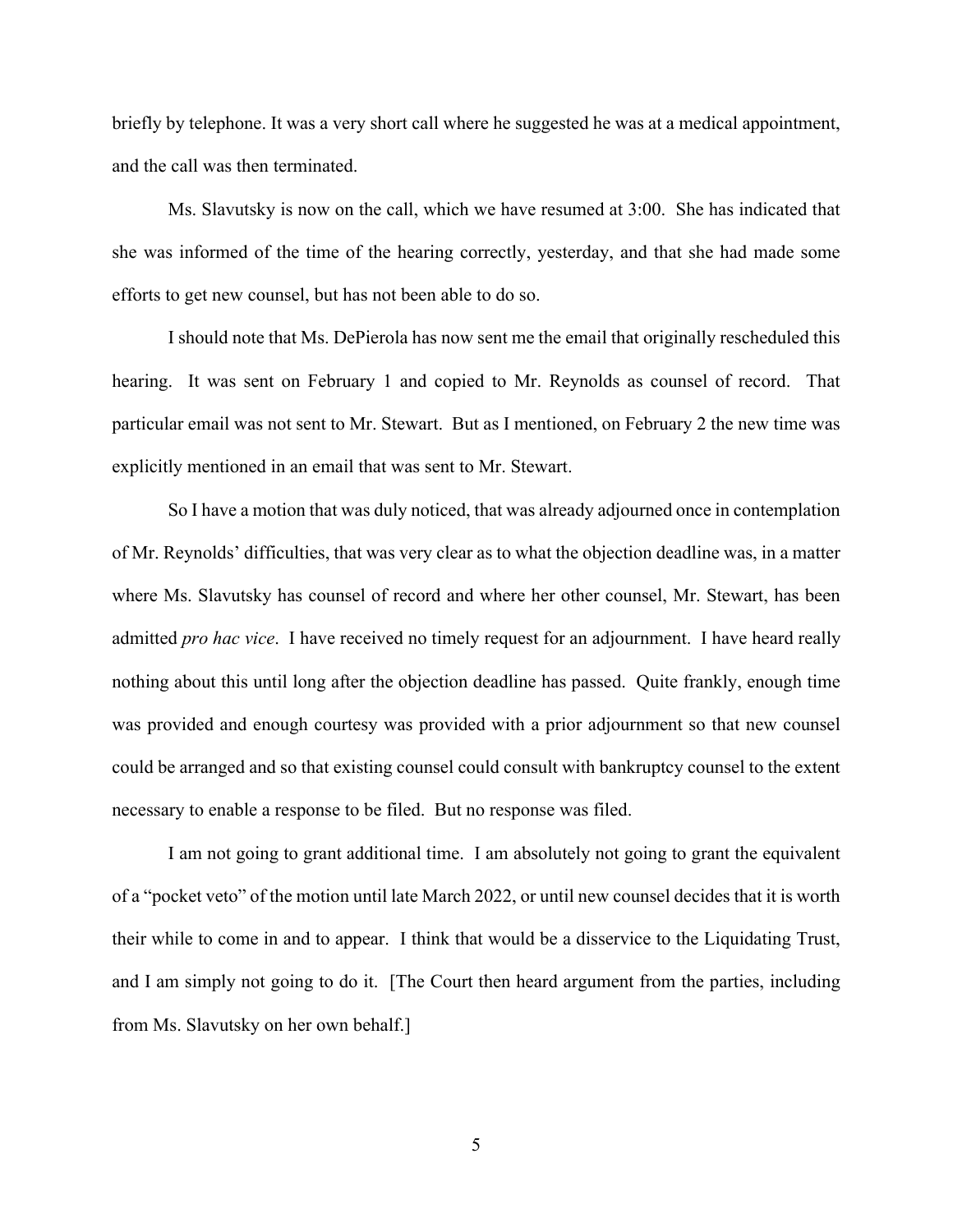briefly by telephone. It was a very short call where he suggested he was at a medical appointment, and the call was then terminated.

Ms. Slavutsky is now on the call, which we have resumed at 3:00. She has indicated that she was informed of the time of the hearing correctly, yesterday, and that she had made some efforts to get new counsel, but has not been able to do so.

I should note that Ms. DePierola has now sent me the email that originally rescheduled this hearing. It was sent on February 1 and copied to Mr. Reynolds as counsel of record. That particular email was not sent to Mr. Stewart. But as I mentioned, on February 2 the new time was explicitly mentioned in an email that was sent to Mr. Stewart.

So I have a motion that was duly noticed, that was already adjourned once in contemplation of Mr. Reynolds' difficulties, that was very clear as to what the objection deadline was, in a matter where Ms. Slavutsky has counsel of record and where her other counsel, Mr. Stewart, has been admitted *pro hac vice*. I have received no timely request for an adjournment. I have heard really nothing about this until long after the objection deadline has passed. Quite frankly, enough time was provided and enough courtesy was provided with a prior adjournment so that new counsel could be arranged and so that existing counsel could consult with bankruptcy counsel to the extent necessary to enable a response to be filed. But no response was filed.

I am not going to grant additional time. I am absolutely not going to grant the equivalent of a "pocket veto" of the motion until late March 2022, or until new counsel decides that it is worth their while to come in and to appear. I think that would be a disservice to the Liquidating Trust, and I am simply not going to do it. [The Court then heard argument from the parties, including from Ms. Slavutsky on her own behalf.]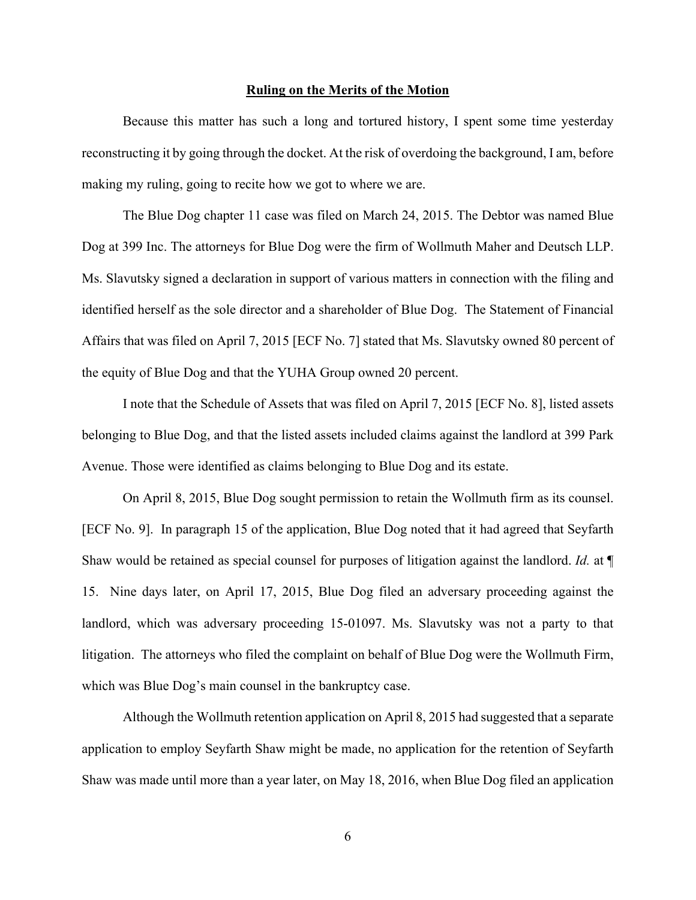**Ruling on the Merits of the Motion**

Because this matter has such a long and tortured history, I spent some time yesterday reconstructing it by going through the docket. At the risk of overdoing the background, I am, before making my ruling, going to recite how we got to where we are.

The Blue Dog chapter 11 case was filed on March 24, 2015. The Debtor was named Blue Dog at 399 Inc. The attorneys for Blue Dog were the firm of Wollmuth Maher and Deutsch LLP. Ms. Slavutsky signed a declaration in support of various matters in connection with the filing and identified herself as the sole director and a shareholder of Blue Dog. The Statement of Financial Affairs that was filed on April 7, 2015 [ECF No. 7] stated that Ms. Slavutsky owned 80 percent of the equity of Blue Dog and that the YUHA Group owned 20 percent.

I note that the Schedule of Assets that was filed on April 7, 2015 [ECF No. 8], listed assets belonging to Blue Dog, and that the listed assets included claims against the landlord at 399 Park Avenue. Those were identified as claims belonging to Blue Dog and its estate.

On April 8, 2015, Blue Dog sought permission to retain the Wollmuth firm as its counsel. [ECF No. 9]. In paragraph 15 of the application, Blue Dog noted that it had agreed that Seyfarth Shaw would be retained as special counsel for purposes of litigation against the landlord. *Id.* at ¶ 15. Nine days later, on April 17, 2015, Blue Dog filed an adversary proceeding against the landlord, which was adversary proceeding 15-01097. Ms. Slavutsky was not a party to that litigation. The attorneys who filed the complaint on behalf of Blue Dog were the Wollmuth Firm, which was Blue Dog's main counsel in the bankruptcy case.

Although the Wollmuth retention application on April 8, 2015 had suggested that a separate application to employ Seyfarth Shaw might be made, no application for the retention of Seyfarth Shaw was made until more than a year later, on May 18, 2016, when Blue Dog filed an application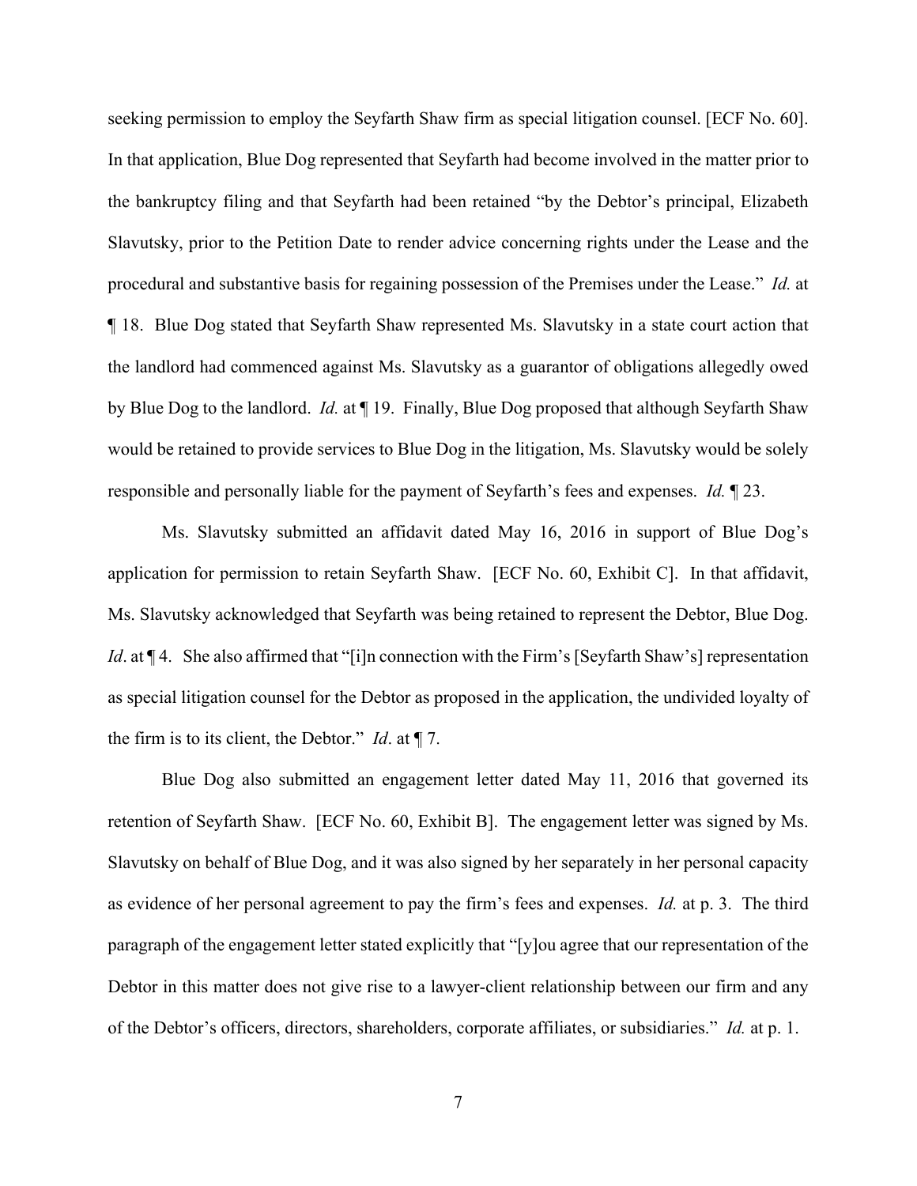seeking permission to employ the Seyfarth Shaw firm as special litigation counsel. [ECF No. 60]. In that application, Blue Dog represented that Seyfarth had become involved in the matter prior to the bankruptcy filing and that Seyfarth had been retained "by the Debtor's principal, Elizabeth Slavutsky, prior to the Petition Date to render advice concerning rights under the Lease and the procedural and substantive basis for regaining possession of the Premises under the Lease." *Id.* at ¶ 18. Blue Dog stated that Seyfarth Shaw represented Ms. Slavutsky in a state court action that the landlord had commenced against Ms. Slavutsky as a guarantor of obligations allegedly owed by Blue Dog to the landlord. *Id.* at ¶ 19. Finally, Blue Dog proposed that although Seyfarth Shaw would be retained to provide services to Blue Dog in the litigation, Ms. Slavutsky would be solely responsible and personally liable for the payment of Seyfarth's fees and expenses. *Id.* ¶ 23.

Ms. Slavutsky submitted an affidavit dated May 16, 2016 in support of Blue Dog's application for permission to retain Seyfarth Shaw. [ECF No. 60, Exhibit C]. In that affidavit, Ms. Slavutsky acknowledged that Seyfarth was being retained to represent the Debtor, Blue Dog. *Id*. at ¶ 4. She also affirmed that "[i]n connection with the Firm's [Seyfarth Shaw's] representation as special litigation counsel for the Debtor as proposed in the application, the undivided loyalty of the firm is to its client, the Debtor." *Id*. at ¶ 7.

Blue Dog also submitted an engagement letter dated May 11, 2016 that governed its retention of Seyfarth Shaw. [ECF No. 60, Exhibit B]. The engagement letter was signed by Ms. Slavutsky on behalf of Blue Dog, and it was also signed by her separately in her personal capacity as evidence of her personal agreement to pay the firm's fees and expenses. *Id.* at p. 3. The third paragraph of the engagement letter stated explicitly that "[y]ou agree that our representation of the Debtor in this matter does not give rise to a lawyer-client relationship between our firm and any of the Debtor's officers, directors, shareholders, corporate affiliates, or subsidiaries." *Id.* at p. 1.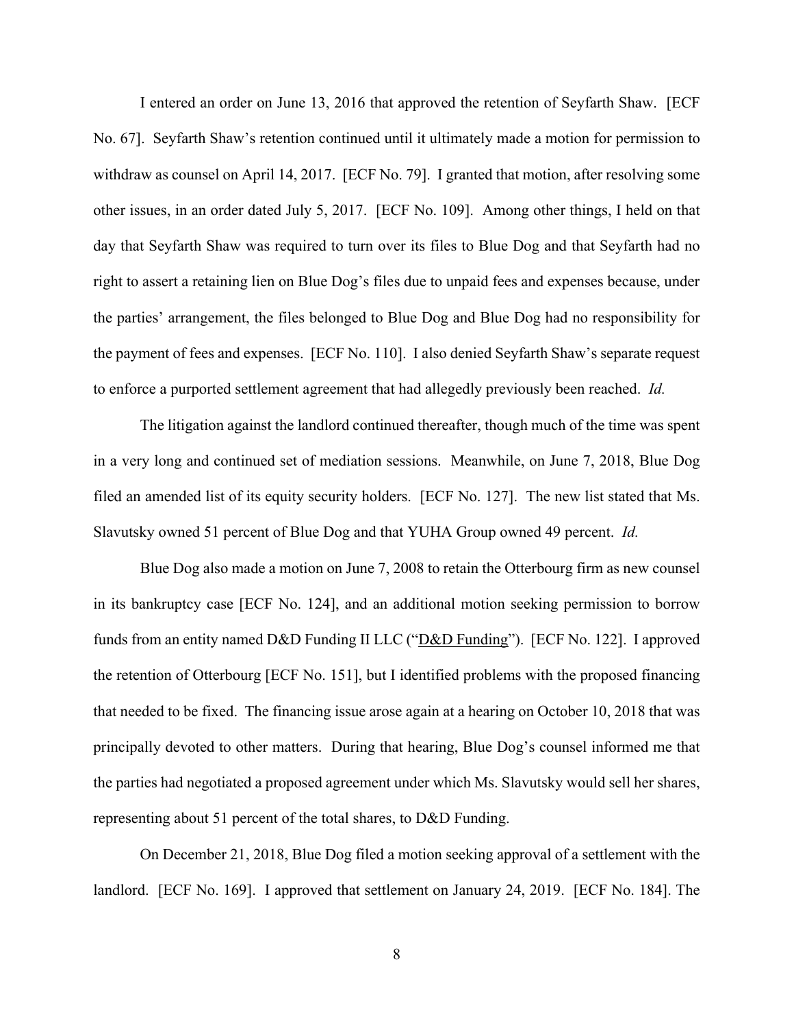I entered an order on June 13, 2016 that approved the retention of Seyfarth Shaw. [ECF No. 67]. Seyfarth Shaw's retention continued until it ultimately made a motion for permission to withdraw as counsel on April 14, 2017. [ECF No. 79]. I granted that motion, after resolving some other issues, in an order dated July 5, 2017. [ECF No. 109]. Among other things, I held on that day that Seyfarth Shaw was required to turn over its files to Blue Dog and that Seyfarth had no right to assert a retaining lien on Blue Dog's files due to unpaid fees and expenses because, under the parties' arrangement, the files belonged to Blue Dog and Blue Dog had no responsibility for the payment of fees and expenses. [ECF No. 110]. I also denied Seyfarth Shaw's separate request to enforce a purported settlement agreement that had allegedly previously been reached. *Id.*

The litigation against the landlord continued thereafter, though much of the time was spent in a very long and continued set of mediation sessions. Meanwhile, on June 7, 2018, Blue Dog filed an amended list of its equity security holders. [ECF No. 127]. The new list stated that Ms. Slavutsky owned 51 percent of Blue Dog and that YUHA Group owned 49 percent. *Id.*

Blue Dog also made a motion on June 7, 2008 to retain the Otterbourg firm as new counsel in its bankruptcy case [ECF No. 124], and an additional motion seeking permission to borrow funds from an entity named D&D Funding II LLC ("D&D Funding"). [ECF No. 122]. I approved the retention of Otterbourg [ECF No. 151], but I identified problems with the proposed financing that needed to be fixed. The financing issue arose again at a hearing on October 10, 2018 that was principally devoted to other matters. During that hearing, Blue Dog's counsel informed me that the parties had negotiated a proposed agreement under which Ms. Slavutsky would sell her shares, representing about 51 percent of the total shares, to D&D Funding.

On December 21, 2018, Blue Dog filed a motion seeking approval of a settlement with the landlord. [ECF No. 169]. I approved that settlement on January 24, 2019. [ECF No. 184]. The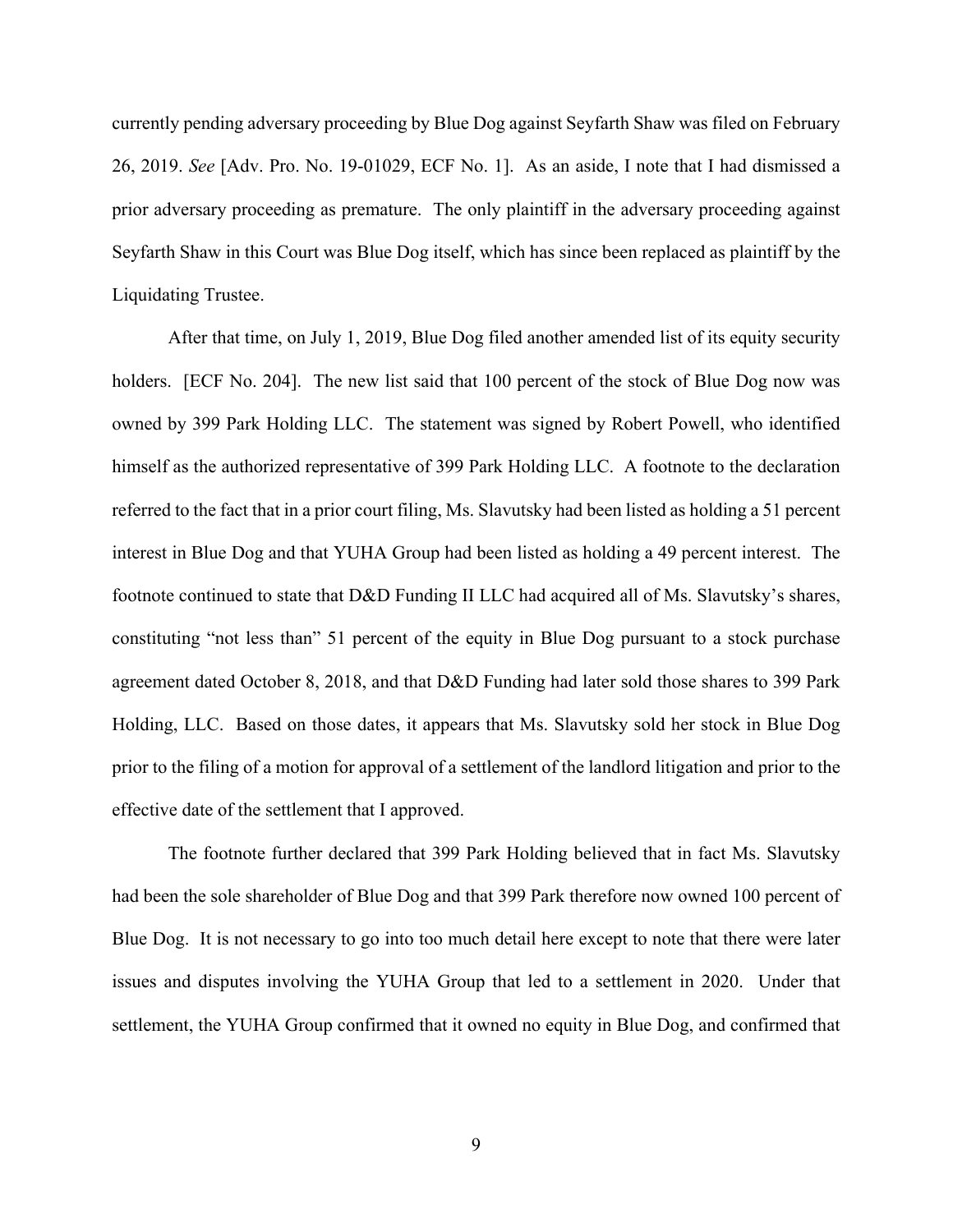currently pending adversary proceeding by Blue Dog against Seyfarth Shaw was filed on February 26, 2019. *See* [Adv. Pro. No. 19-01029, ECF No. 1]. As an aside, I note that I had dismissed a prior adversary proceeding as premature. The only plaintiff in the adversary proceeding against Seyfarth Shaw in this Court was Blue Dog itself, which has since been replaced as plaintiff by the Liquidating Trustee.

After that time, on July 1, 2019, Blue Dog filed another amended list of its equity security holders. [ECF No. 204]. The new list said that 100 percent of the stock of Blue Dog now was owned by 399 Park Holding LLC. The statement was signed by Robert Powell, who identified himself as the authorized representative of 399 Park Holding LLC. A footnote to the declaration referred to the fact that in a prior court filing, Ms. Slavutsky had been listed as holding a 51 percent interest in Blue Dog and that YUHA Group had been listed as holding a 49 percent interest. The footnote continued to state that D&D Funding II LLC had acquired all of Ms. Slavutsky's shares, constituting "not less than" 51 percent of the equity in Blue Dog pursuant to a stock purchase agreement dated October 8, 2018, and that D&D Funding had later sold those shares to 399 Park Holding, LLC. Based on those dates, it appears that Ms. Slavutsky sold her stock in Blue Dog prior to the filing of a motion for approval of a settlement of the landlord litigation and prior to the effective date of the settlement that I approved.

The footnote further declared that 399 Park Holding believed that in fact Ms. Slavutsky had been the sole shareholder of Blue Dog and that 399 Park therefore now owned 100 percent of Blue Dog. It is not necessary to go into too much detail here except to note that there were later issues and disputes involving the YUHA Group that led to a settlement in 2020. Under that settlement, the YUHA Group confirmed that it owned no equity in Blue Dog, and confirmed that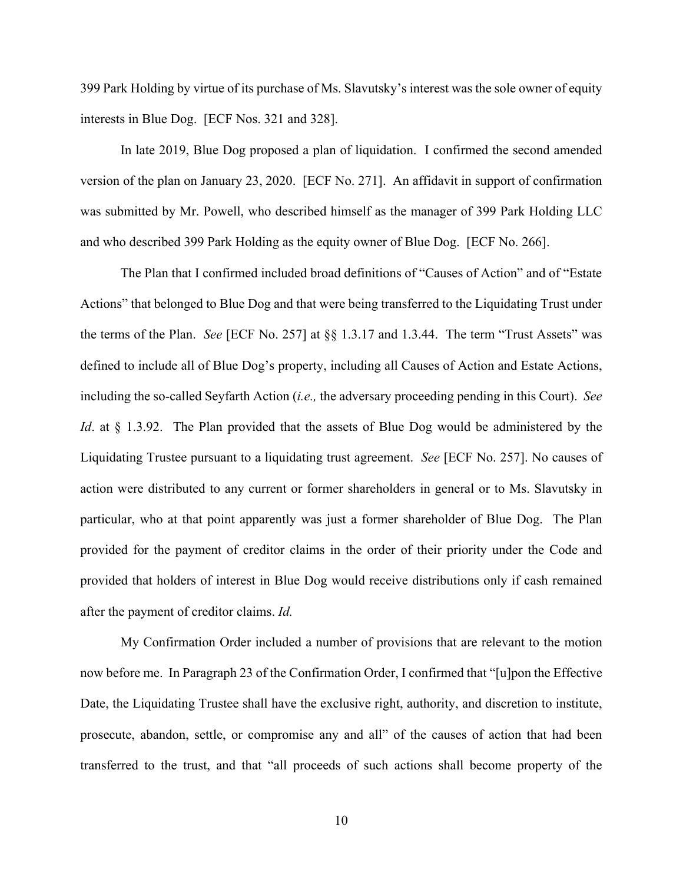399 Park Holding by virtue of its purchase of Ms. Slavutsky's interest was the sole owner of equity interests in Blue Dog. [ECF Nos. 321 and 328].

In late 2019, Blue Dog proposed a plan of liquidation. I confirmed the second amended version of the plan on January 23, 2020. [ECF No. 271]. An affidavit in support of confirmation was submitted by Mr. Powell, who described himself as the manager of 399 Park Holding LLC and who described 399 Park Holding as the equity owner of Blue Dog. [ECF No. 266].

The Plan that I confirmed included broad definitions of "Causes of Action" and of "Estate Actions" that belonged to Blue Dog and that were being transferred to the Liquidating Trust under the terms of the Plan. *See* [ECF No. 257] at §§ 1.3.17 and 1.3.44. The term "Trust Assets" was defined to include all of Blue Dog's property, including all Causes of Action and Estate Actions, including the so-called Seyfarth Action (*i.e.,* the adversary proceeding pending in this Court). *See Id*. at § 1.3.92. The Plan provided that the assets of Blue Dog would be administered by the Liquidating Trustee pursuant to a liquidating trust agreement. *See* [ECF No. 257]. No causes of action were distributed to any current or former shareholders in general or to Ms. Slavutsky in particular, who at that point apparently was just a former shareholder of Blue Dog. The Plan provided for the payment of creditor claims in the order of their priority under the Code and provided that holders of interest in Blue Dog would receive distributions only if cash remained after the payment of creditor claims. *Id.*

My Confirmation Order included a number of provisions that are relevant to the motion now before me. In Paragraph 23 of the Confirmation Order, I confirmed that "[u]pon the Effective Date, the Liquidating Trustee shall have the exclusive right, authority, and discretion to institute, prosecute, abandon, settle, or compromise any and all" of the causes of action that had been transferred to the trust, and that "all proceeds of such actions shall become property of the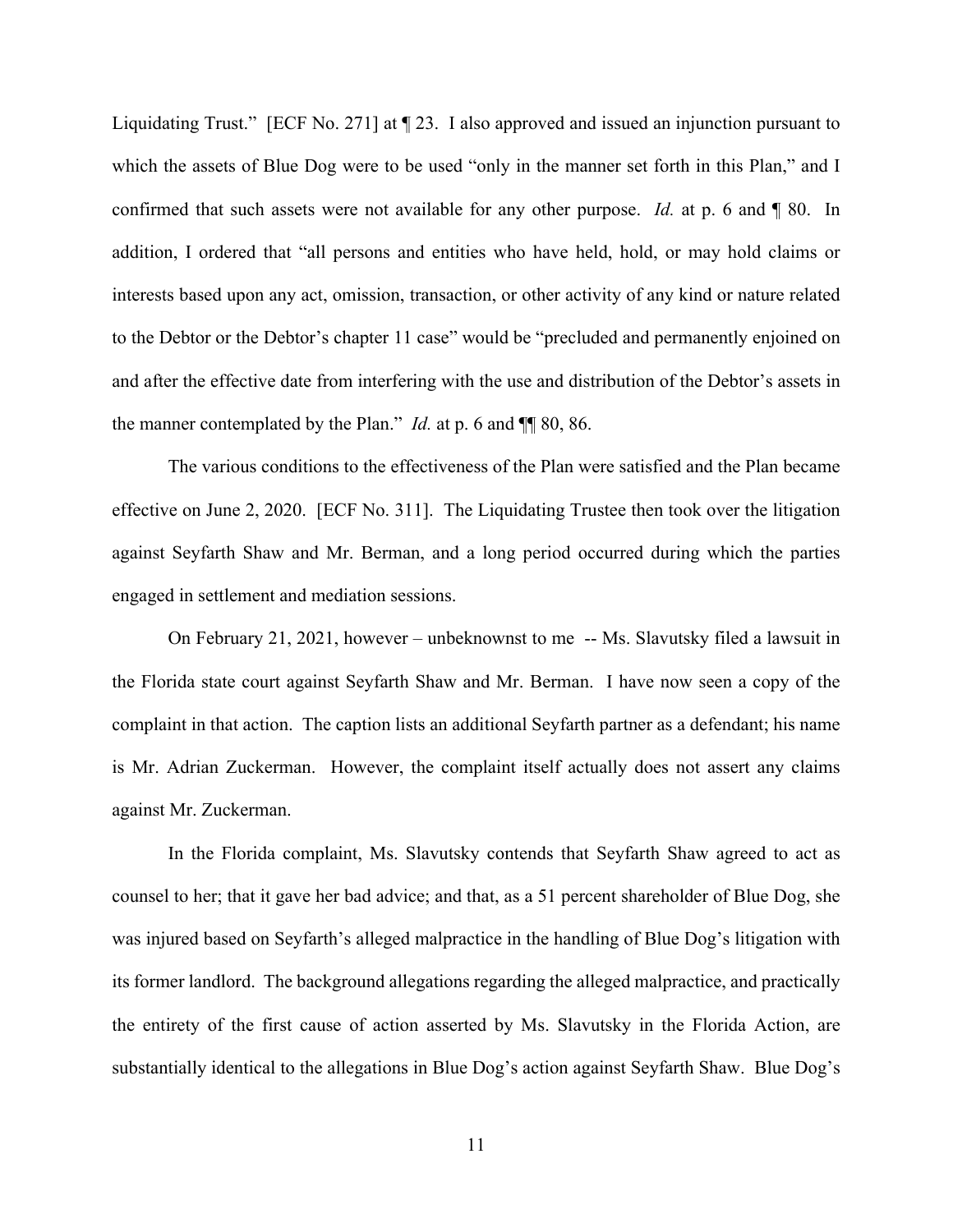Liquidating Trust." [ECF No. 271] at ¶ 23. I also approved and issued an injunction pursuant to which the assets of Blue Dog were to be used "only in the manner set forth in this Plan," and I confirmed that such assets were not available for any other purpose. *Id.* at p. 6 and ¶ 80. In addition, I ordered that "all persons and entities who have held, hold, or may hold claims or interests based upon any act, omission, transaction, or other activity of any kind or nature related to the Debtor or the Debtor's chapter 11 case" would be "precluded and permanently enjoined on and after the effective date from interfering with the use and distribution of the Debtor's assets in the manner contemplated by the Plan." *Id.* at p. 6 and ¶¶ 80, 86.

The various conditions to the effectiveness of the Plan were satisfied and the Plan became effective on June 2, 2020. [ECF No. 311]. The Liquidating Trustee then took over the litigation against Seyfarth Shaw and Mr. Berman, and a long period occurred during which the parties engaged in settlement and mediation sessions.

On February 21, 2021, however – unbeknownst to me -- Ms. Slavutsky filed a lawsuit in the Florida state court against Seyfarth Shaw and Mr. Berman. I have now seen a copy of the complaint in that action. The caption lists an additional Seyfarth partner as a defendant; his name is Mr. Adrian Zuckerman. However, the complaint itself actually does not assert any claims against Mr. Zuckerman.

In the Florida complaint, Ms. Slavutsky contends that Seyfarth Shaw agreed to act as counsel to her; that it gave her bad advice; and that, as a 51 percent shareholder of Blue Dog, she was injured based on Seyfarth's alleged malpractice in the handling of Blue Dog's litigation with its former landlord. The background allegations regarding the alleged malpractice, and practically the entirety of the first cause of action asserted by Ms. Slavutsky in the Florida Action, are substantially identical to the allegations in Blue Dog's action against Seyfarth Shaw. Blue Dog's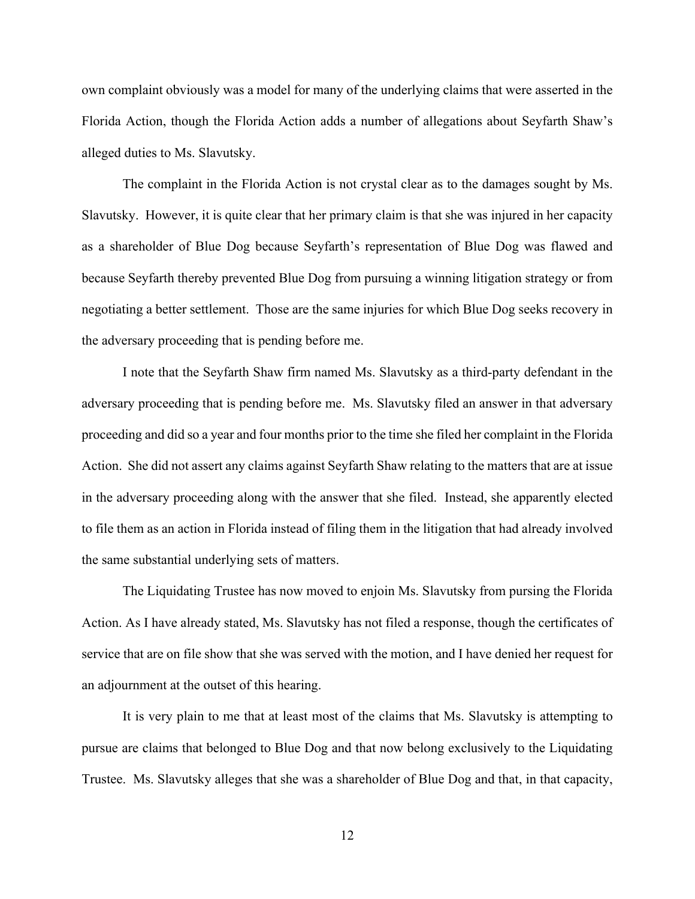own complaint obviously was a model for many of the underlying claims that were asserted in the Florida Action, though the Florida Action adds a number of allegations about Seyfarth Shaw's alleged duties to Ms. Slavutsky.

The complaint in the Florida Action is not crystal clear as to the damages sought by Ms. Slavutsky. However, it is quite clear that her primary claim is that she was injured in her capacity as a shareholder of Blue Dog because Seyfarth's representation of Blue Dog was flawed and because Seyfarth thereby prevented Blue Dog from pursuing a winning litigation strategy or from negotiating a better settlement. Those are the same injuries for which Blue Dog seeks recovery in the adversary proceeding that is pending before me.

I note that the Seyfarth Shaw firm named Ms. Slavutsky as a third-party defendant in the adversary proceeding that is pending before me. Ms. Slavutsky filed an answer in that adversary proceeding and did so a year and four months prior to the time she filed her complaint in the Florida Action. She did not assert any claims against Seyfarth Shaw relating to the matters that are at issue in the adversary proceeding along with the answer that she filed. Instead, she apparently elected to file them as an action in Florida instead of filing them in the litigation that had already involved the same substantial underlying sets of matters.

The Liquidating Trustee has now moved to enjoin Ms. Slavutsky from pursing the Florida Action. As I have already stated, Ms. Slavutsky has not filed a response, though the certificates of service that are on file show that she was served with the motion, and I have denied her request for an adjournment at the outset of this hearing.

It is very plain to me that at least most of the claims that Ms. Slavutsky is attempting to pursue are claims that belonged to Blue Dog and that now belong exclusively to the Liquidating Trustee. Ms. Slavutsky alleges that she was a shareholder of Blue Dog and that, in that capacity,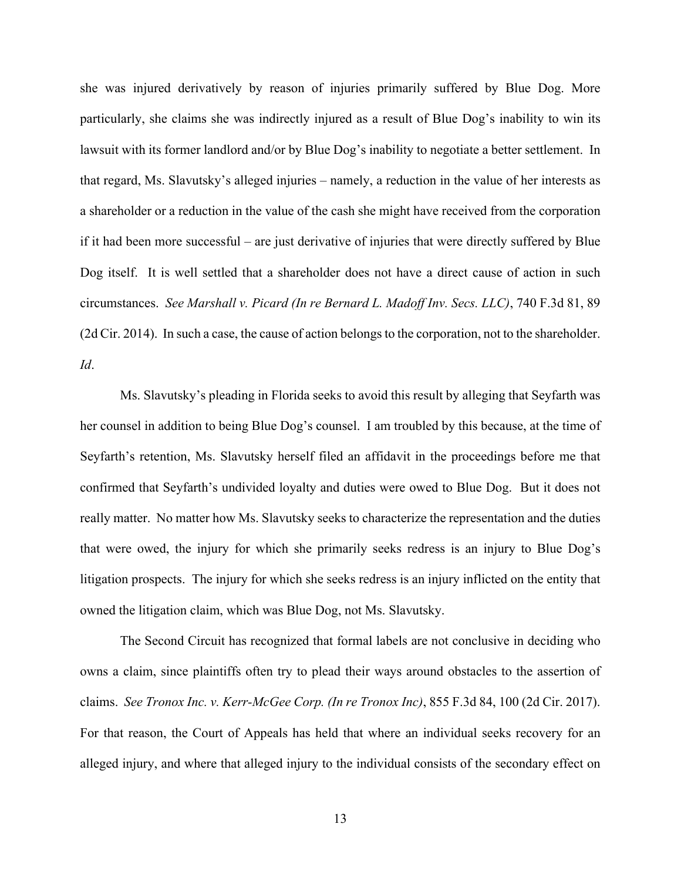she was injured derivatively by reason of injuries primarily suffered by Blue Dog. More particularly, she claims she was indirectly injured as a result of Blue Dog's inability to win its lawsuit with its former landlord and/or by Blue Dog's inability to negotiate a better settlement. In that regard, Ms. Slavutsky's alleged injuries – namely, a reduction in the value of her interests as a shareholder or a reduction in the value of the cash she might have received from the corporation if it had been more successful – are just derivative of injuries that were directly suffered by Blue Dog itself. It is well settled that a shareholder does not have a direct cause of action in such circumstances. *See Marshall v. Picard (In re Bernard L. Madoff Inv. Secs. LLC)*, 740 F.3d 81, 89 (2d Cir. 2014). In such a case, the cause of action belongs to the corporation, not to the shareholder. *Id*.

Ms. Slavutsky's pleading in Florida seeks to avoid this result by alleging that Seyfarth was her counsel in addition to being Blue Dog's counsel. I am troubled by this because, at the time of Seyfarth's retention, Ms. Slavutsky herself filed an affidavit in the proceedings before me that confirmed that Seyfarth's undivided loyalty and duties were owed to Blue Dog. But it does not really matter. No matter how Ms. Slavutsky seeks to characterize the representation and the duties that were owed, the injury for which she primarily seeks redress is an injury to Blue Dog's litigation prospects. The injury for which she seeks redress is an injury inflicted on the entity that owned the litigation claim, which was Blue Dog, not Ms. Slavutsky.

The Second Circuit has recognized that formal labels are not conclusive in deciding who owns a claim, since plaintiffs often try to plead their ways around obstacles to the assertion of claims. *See Tronox Inc. v. Kerr-McGee Corp. (In re Tronox Inc)*, 855 F.3d 84, 100 (2d Cir. 2017). For that reason, the Court of Appeals has held that where an individual seeks recovery for an alleged injury, and where that alleged injury to the individual consists of the secondary effect on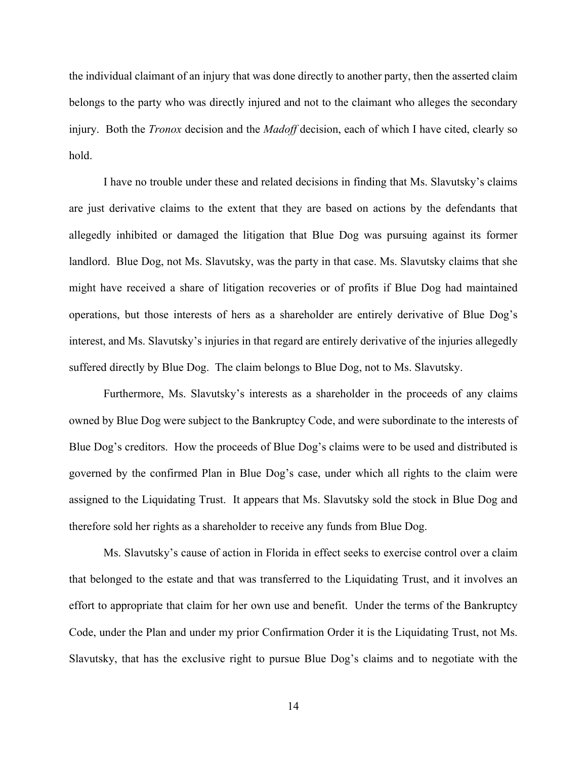the individual claimant of an injury that was done directly to another party, then the asserted claim belongs to the party who was directly injured and not to the claimant who alleges the secondary injury. Both the *Tronox* decision and the *Madoff* decision, each of which I have cited, clearly so hold.

I have no trouble under these and related decisions in finding that Ms. Slavutsky's claims are just derivative claims to the extent that they are based on actions by the defendants that allegedly inhibited or damaged the litigation that Blue Dog was pursuing against its former landlord. Blue Dog, not Ms. Slavutsky, was the party in that case. Ms. Slavutsky claims that she might have received a share of litigation recoveries or of profits if Blue Dog had maintained operations, but those interests of hers as a shareholder are entirely derivative of Blue Dog's interest, and Ms. Slavutsky's injuries in that regard are entirely derivative of the injuries allegedly suffered directly by Blue Dog. The claim belongs to Blue Dog, not to Ms. Slavutsky.

Furthermore, Ms. Slavutsky's interests as a shareholder in the proceeds of any claims owned by Blue Dog were subject to the Bankruptcy Code, and were subordinate to the interests of Blue Dog's creditors. How the proceeds of Blue Dog's claims were to be used and distributed is governed by the confirmed Plan in Blue Dog's case, under which all rights to the claim were assigned to the Liquidating Trust. It appears that Ms. Slavutsky sold the stock in Blue Dog and therefore sold her rights as a shareholder to receive any funds from Blue Dog.

Ms. Slavutsky's cause of action in Florida in effect seeks to exercise control over a claim that belonged to the estate and that was transferred to the Liquidating Trust, and it involves an effort to appropriate that claim for her own use and benefit. Under the terms of the Bankruptcy Code, under the Plan and under my prior Confirmation Order it is the Liquidating Trust, not Ms. Slavutsky, that has the exclusive right to pursue Blue Dog's claims and to negotiate with the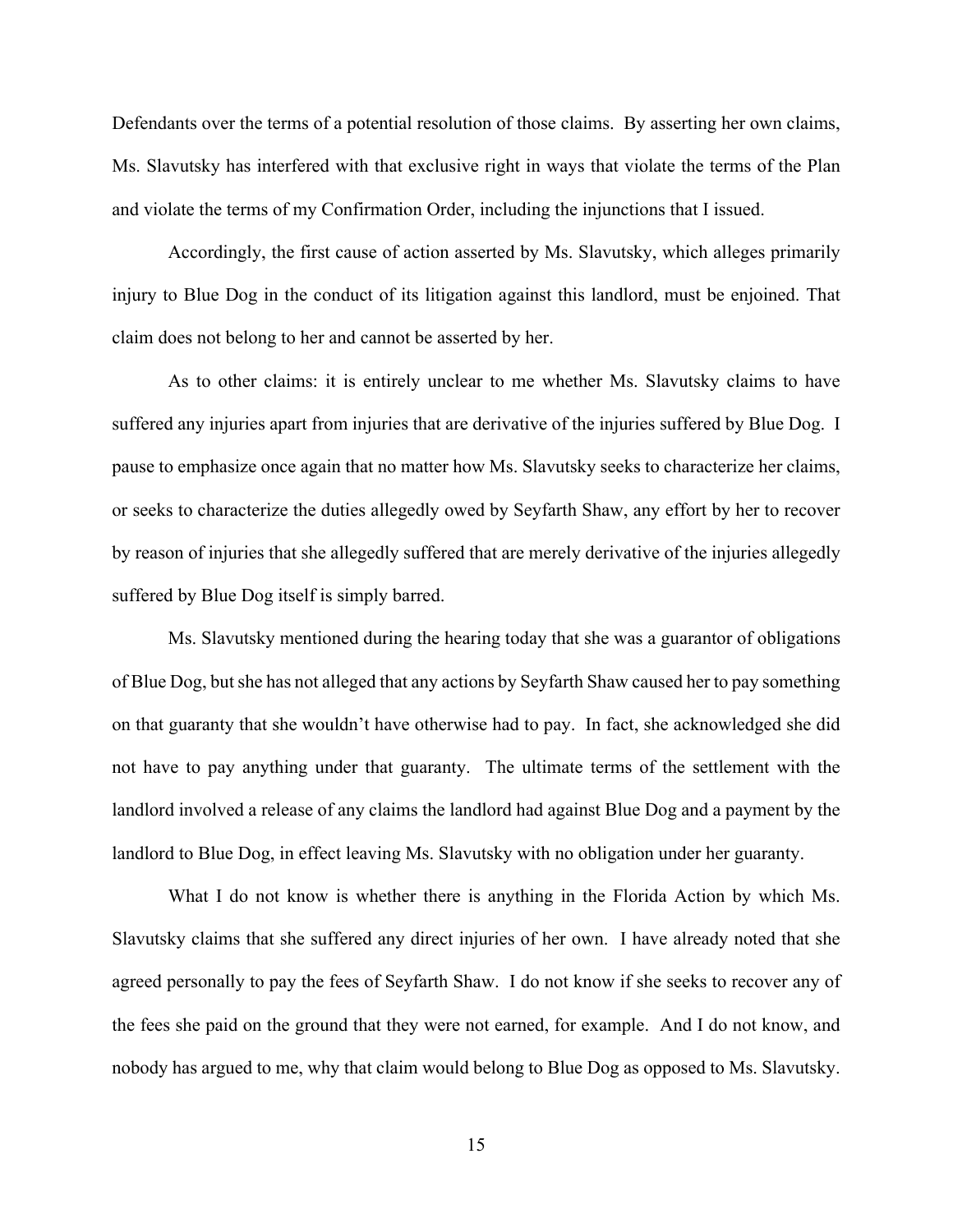Defendants over the terms of a potential resolution of those claims. By asserting her own claims, Ms. Slavutsky has interfered with that exclusive right in ways that violate the terms of the Plan and violate the terms of my Confirmation Order, including the injunctions that I issued.

Accordingly, the first cause of action asserted by Ms. Slavutsky, which alleges primarily injury to Blue Dog in the conduct of its litigation against this landlord, must be enjoined. That claim does not belong to her and cannot be asserted by her.

As to other claims: it is entirely unclear to me whether Ms. Slavutsky claims to have suffered any injuries apart from injuries that are derivative of the injuries suffered by Blue Dog. I pause to emphasize once again that no matter how Ms. Slavutsky seeks to characterize her claims, or seeks to characterize the duties allegedly owed by Seyfarth Shaw, any effort by her to recover by reason of injuries that she allegedly suffered that are merely derivative of the injuries allegedly suffered by Blue Dog itself is simply barred.

Ms. Slavutsky mentioned during the hearing today that she was a guarantor of obligations of Blue Dog, but she has not alleged that any actions by Seyfarth Shaw caused her to pay something on that guaranty that she wouldn't have otherwise had to pay. In fact, she acknowledged she did not have to pay anything under that guaranty. The ultimate terms of the settlement with the landlord involved a release of any claims the landlord had against Blue Dog and a payment by the landlord to Blue Dog, in effect leaving Ms. Slavutsky with no obligation under her guaranty.

What I do not know is whether there is anything in the Florida Action by which Ms. Slavutsky claims that she suffered any direct injuries of her own. I have already noted that she agreed personally to pay the fees of Seyfarth Shaw. I do not know if she seeks to recover any of the fees she paid on the ground that they were not earned, for example. And I do not know, and nobody has argued to me, why that claim would belong to Blue Dog as opposed to Ms. Slavutsky.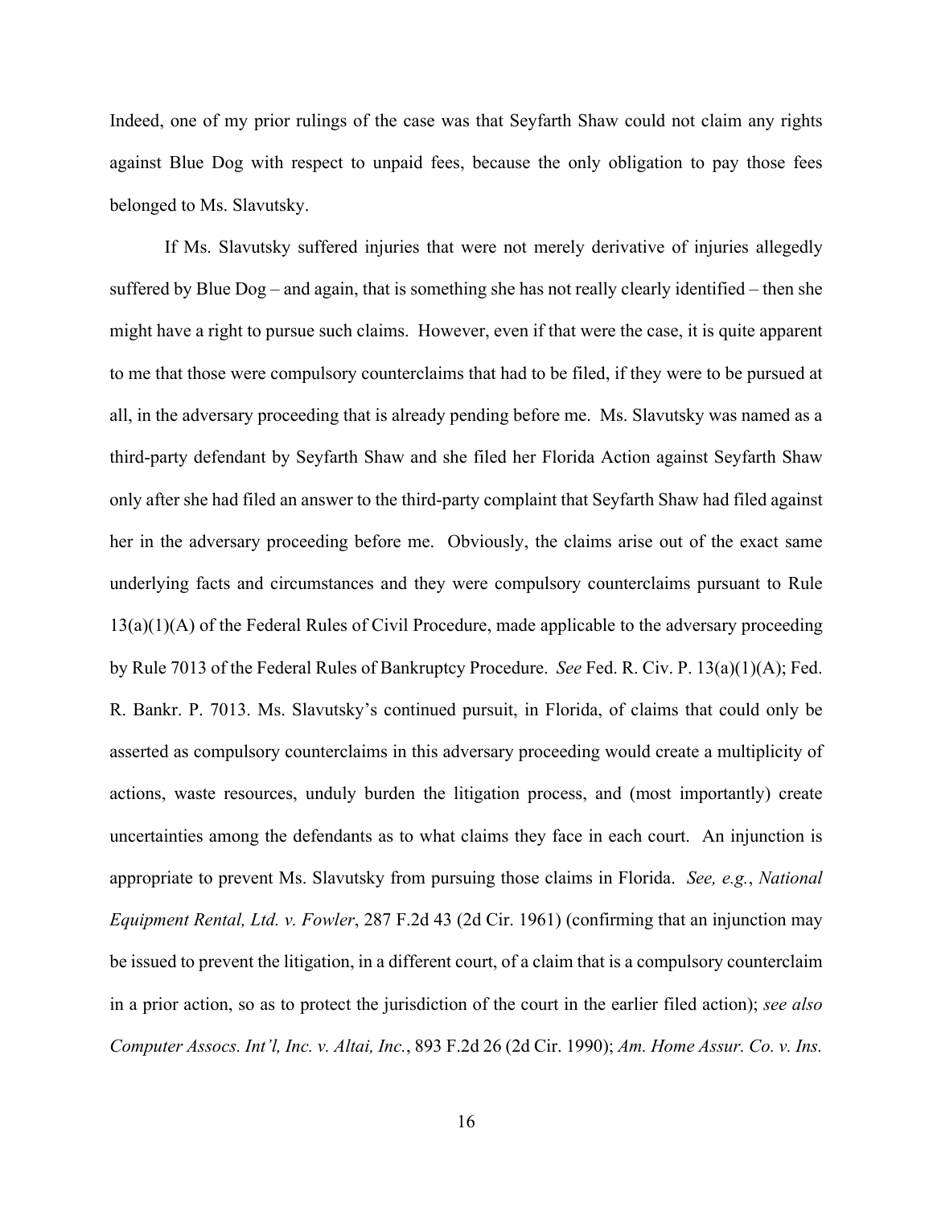Indeed, one of my prior rulings of the case was that Seyfarth Shaw could not claim any rights against Blue Dog with respect to unpaid fees, because the only obligation to pay those fees belonged to Ms. Slavutsky.

If Ms. Slavutsky suffered injuries that were not merely derivative of injuries allegedly suffered by Blue Dog – and again, that is something she has not really clearly identified – then she might have a right to pursue such claims. However, even if that were the case, it is quite apparent to me that those were compulsory counterclaims that had to be filed, if they were to be pursued at all, in the adversary proceeding that is already pending before me. Ms. Slavutsky was named as a third-party defendant by Seyfarth Shaw and she filed her Florida Action against Seyfarth Shaw only after she had filed an answer to the third-party complaint that Seyfarth Shaw had filed against her in the adversary proceeding before me. Obviously, the claims arise out of the exact same underlying facts and circumstances and they were compulsory counterclaims pursuant to Rule 13(a)(1)(A) of the Federal Rules of Civil Procedure, made applicable to the adversary proceeding by Rule 7013 of the Federal Rules of Bankruptcy Procedure. *See* Fed. R. Civ. P. 13(a)(1)(A); Fed. R. Bankr. P. 7013. Ms. Slavutsky's continued pursuit, in Florida, of claims that could only be asserted as compulsory counterclaims in this adversary proceeding would create a multiplicity of actions, waste resources, unduly burden the litigation process, and (most importantly) create uncertainties among the defendants as to what claims they face in each court. An injunction is appropriate to prevent Ms. Slavutsky from pursuing those claims in Florida. *See, e.g.*, *National Equipment Rental, Ltd. v. Fowler*, 287 F.2d 43 (2d Cir. 1961) (confirming that an injunction may be issued to prevent the litigation, in a different court, of a claim that is a compulsory counterclaim in a prior action, so as to protect the jurisdiction of the court in the earlier filed action); *see also Computer Assocs. Int'l, Inc. v. Altai, Inc.*, 893 F.2d 26 (2d Cir. 1990); *Am. Home Assur. Co. v. Ins.*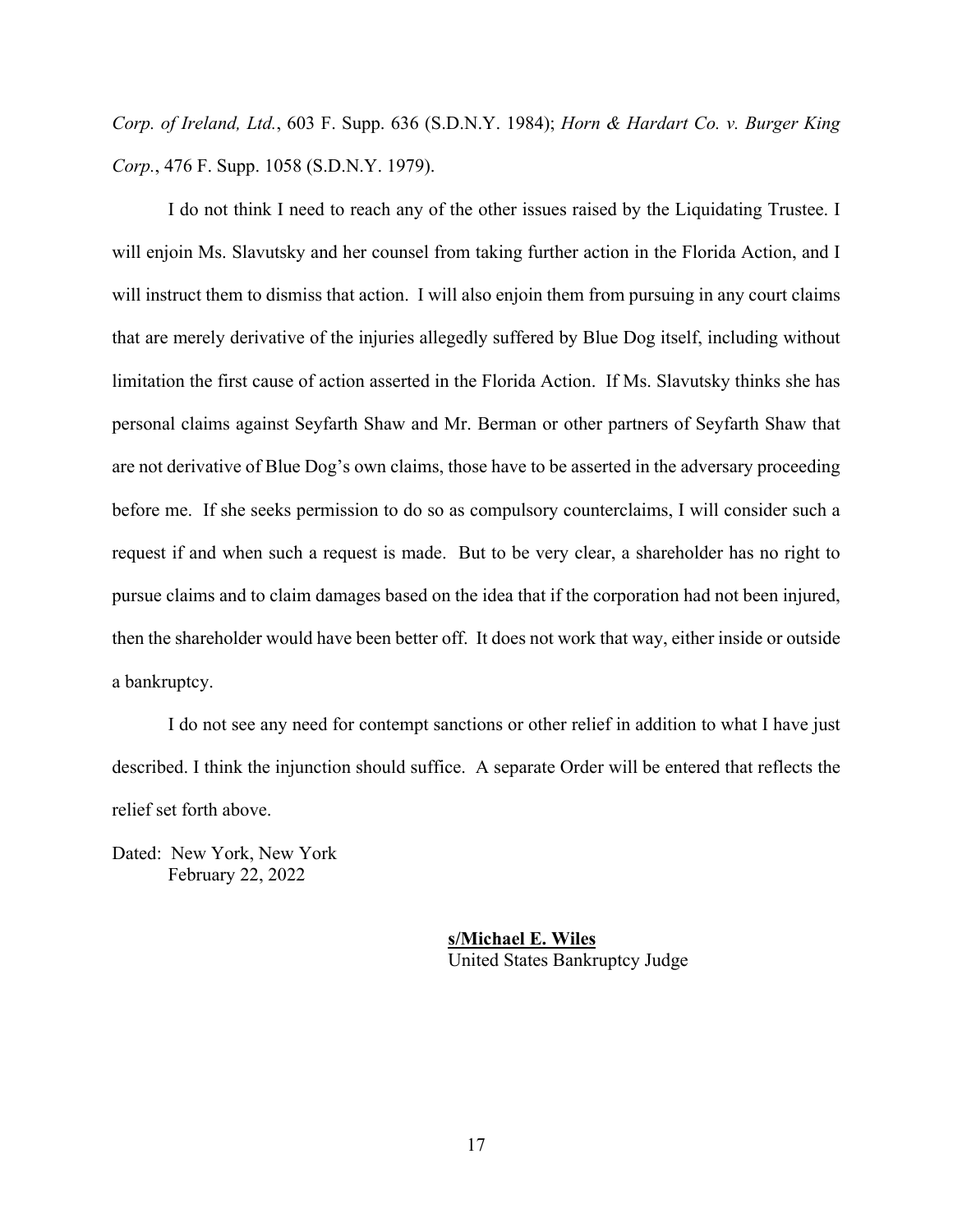*Corp. of Ireland, Ltd.*, 603 F. Supp. 636 (S.D.N.Y. 1984); *Horn & Hardart Co. v. Burger King Corp.*, 476 F. Supp. 1058 (S.D.N.Y. 1979).

I do not think I need to reach any of the other issues raised by the Liquidating Trustee. I will enjoin Ms. Slavutsky and her counsel from taking further action in the Florida Action, and I will instruct them to dismiss that action. I will also enjoin them from pursuing in any court claims that are merely derivative of the injuries allegedly suffered by Blue Dog itself, including without limitation the first cause of action asserted in the Florida Action. If Ms. Slavutsky thinks she has personal claims against Seyfarth Shaw and Mr. Berman or other partners of Seyfarth Shaw that are not derivative of Blue Dog's own claims, those have to be asserted in the adversary proceeding before me. If she seeks permission to do so as compulsory counterclaims, I will consider such a request if and when such a request is made. But to be very clear, a shareholder has no right to pursue claims and to claim damages based on the idea that if the corporation had not been injured, then the shareholder would have been better off. It does not work that way, either inside or outside a bankruptcy.

I do not see any need for contempt sanctions or other relief in addition to what I have just described. I think the injunction should suffice. A separate Order will be entered that reflects the relief set forth above.

Dated: New York, New York
February 22, 2022

**s/Michael E. Wiles**
United States Bankruptcy Judge